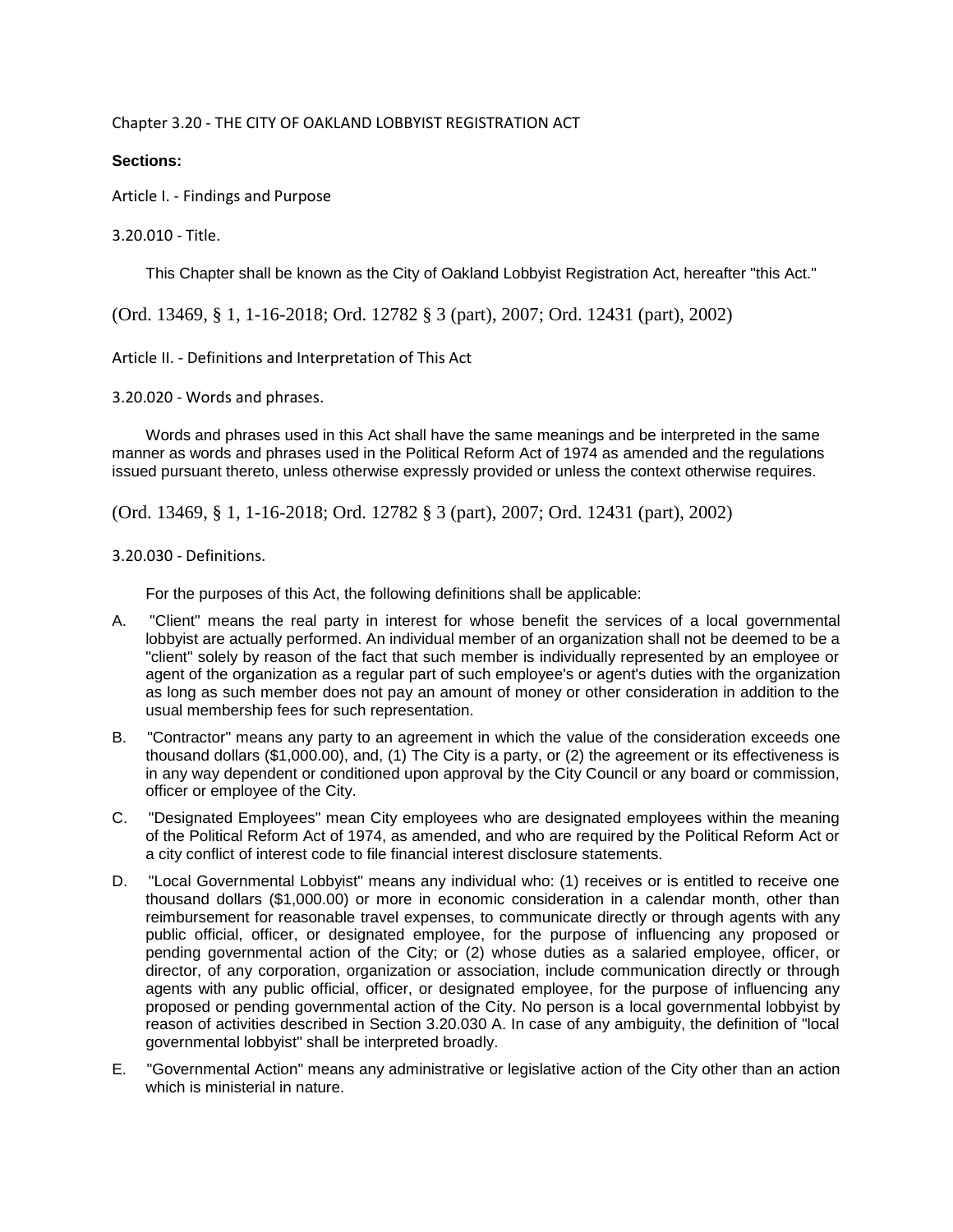# Chapter 3.20 - THE CITY OF OAKLAND LOBBYIST REGISTRATION ACT

**Sections:**

## Article I. - Findings and Purpose

### 3.20.010 - Title.

This Chapter shall be known as the City of Oakland Lobbyist Registration Act, hereafter "this Act."

(Ord. 13469, § 1, 1-16-2018; Ord. 12782 § 3 (part), 2007; Ord. 12431 (part), 2002)

## Article II. - Definitions and Interpretation of This Act

### 3.20.020 - Words and phrases.

Words and phrases used in this Act shall have the same meanings and be interpreted in the same manner as words and phrases used in the Political Reform Act of 1974 as amended and the regulations issued pursuant thereto, unless otherwise expressly provided or unless the context otherwise requires.

(Ord. 13469, § 1, 1-16-2018; Ord. 12782 § 3 (part), 2007; Ord. 12431 (part), 2002)

### 3.20.030 - Definitions.

For the purposes of this Act, the following definitions shall be applicable:

A. "Client" means the real party in interest for whose benefit the services of a local governmental lobbyist are actually performed. An individual member of an organization shall not be deemed to be a "client" solely by reason of the fact that such member is individually represented by an employee or agent of the organization as a regular part of such employee's or agent's duties with the organization as long as such member does not pay an amount of money or other consideration in addition to the usual membership fees for such representation.

B. "Contractor" means any party to an agreement in which the value of the consideration exceeds one thousand dollars ($1,000.00), and, (1) The City is a party, or (2) the agreement or its effectiveness is in any way dependent or conditioned upon approval by the City Council or any board or commission, officer or employee of the City.

C. "Designated Employees" mean City employees who are designated employees within the meaning of the Political Reform Act of 1974, as amended, and who are required by the Political Reform Act or a city conflict of interest code to file financial interest disclosure statements.

D. "Local Governmental Lobbyist" means any individual who: (1) receives or is entitled to receive one thousand dollars ($1,000.00) or more in economic consideration in a calendar month, other than reimbursement for reasonable travel expenses, to communicate directly or through agents with any public official, officer, or designated employee, for the purpose of influencing any proposed or pending governmental action of the City; or (2) whose duties as a salaried employee, officer, or director, of any corporation, organization or association, include communication directly or through agents with any public official, officer, or designated employee, for the purpose of influencing any proposed or pending governmental action of the City. No person is a local governmental lobbyist by reason of activities described in Section 3.20.030 A. In case of any ambiguity, the definition of "local governmental lobbyist" shall be interpreted broadly.

E. "Governmental Action" means any administrative or legislative action of the City other than an action which is ministerial in nature.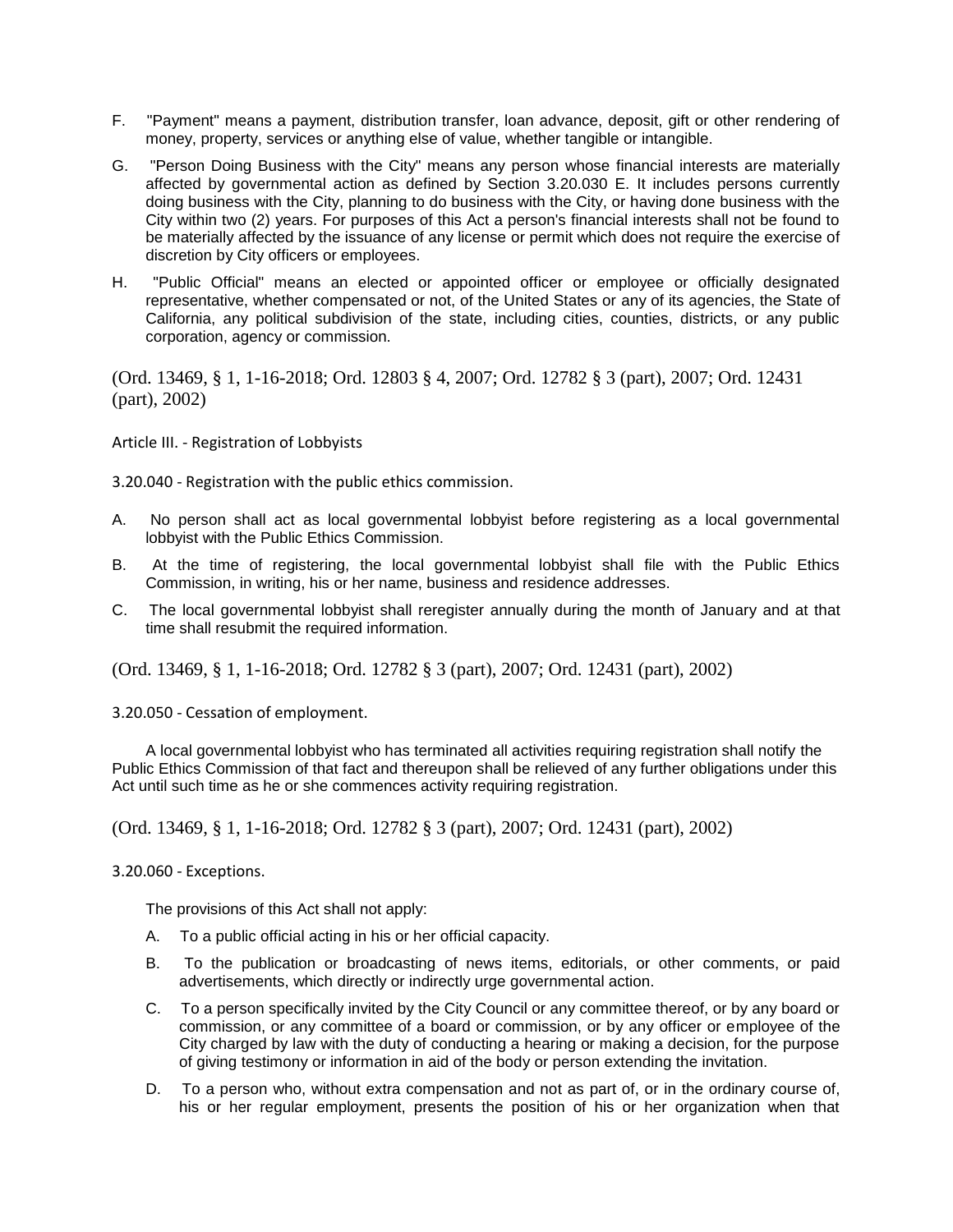F. "Payment" means a payment, distribution transfer, loan advance, deposit, gift or other rendering of money, property, services or anything else of value, whether tangible or intangible.

G. "Person Doing Business with the City" means any person whose financial interests are materially affected by governmental action as defined by Section 3.20.030 E. It includes persons currently doing business with the City, planning to do business with the City, or having done business with the City within two (2) years. For purposes of this Act a person's financial interests shall not be found to be materially affected by the issuance of any license or permit which does not require the exercise of discretion by City officers or employees.

H. "Public Official" means an elected or appointed officer or employee or officially designated representative, whether compensated or not, of the United States or any of its agencies, the State of California, any political subdivision of the state, including cities, counties, districts, or any public corporation, agency or commission.

(Ord. 13469, § 1, 1-16-2018; Ord. 12803 § 4, 2007; Ord. 12782 § 3 (part), 2007; Ord. 12431 (part), 2002)

## Article III. - Registration of Lobbyists

### 3.20.040 - Registration with the public ethics commission.

A. No person shall act as local governmental lobbyist before registering as a local governmental lobbyist with the Public Ethics Commission.

B. At the time of registering, the local governmental lobbyist shall file with the Public Ethics Commission, in writing, his or her name, business and residence addresses.

C. The local governmental lobbyist shall reregister annually during the month of January and at that time shall resubmit the required information.

(Ord. 13469, § 1, 1-16-2018; Ord. 12782 § 3 (part), 2007; Ord. 12431 (part), 2002)

### 3.20.050 - Cessation of employment.

A local governmental lobbyist who has terminated all activities requiring registration shall notify the Public Ethics Commission of that fact and thereupon shall be relieved of any further obligations under this Act until such time as he or she commences activity requiring registration.

(Ord. 13469, § 1, 1-16-2018; Ord. 12782 § 3 (part), 2007; Ord. 12431 (part), 2002)

### 3.20.060 - Exceptions.

The provisions of this Act shall not apply:

A. To a public official acting in his or her official capacity.

B. To the publication or broadcasting of news items, editorials, or other comments, or paid advertisements, which directly or indirectly urge governmental action.

C. To a person specifically invited by the City Council or any committee thereof, or by any board or commission, or any committee of a board or commission, or by any officer or employee of the City charged by law with the duty of conducting a hearing or making a decision, for the purpose of giving testimony or information in aid of the body or person extending the invitation.

D. To a person who, without extra compensation and not as part of, or in the ordinary course of, his or her regular employment, presents the position of his or her organization when that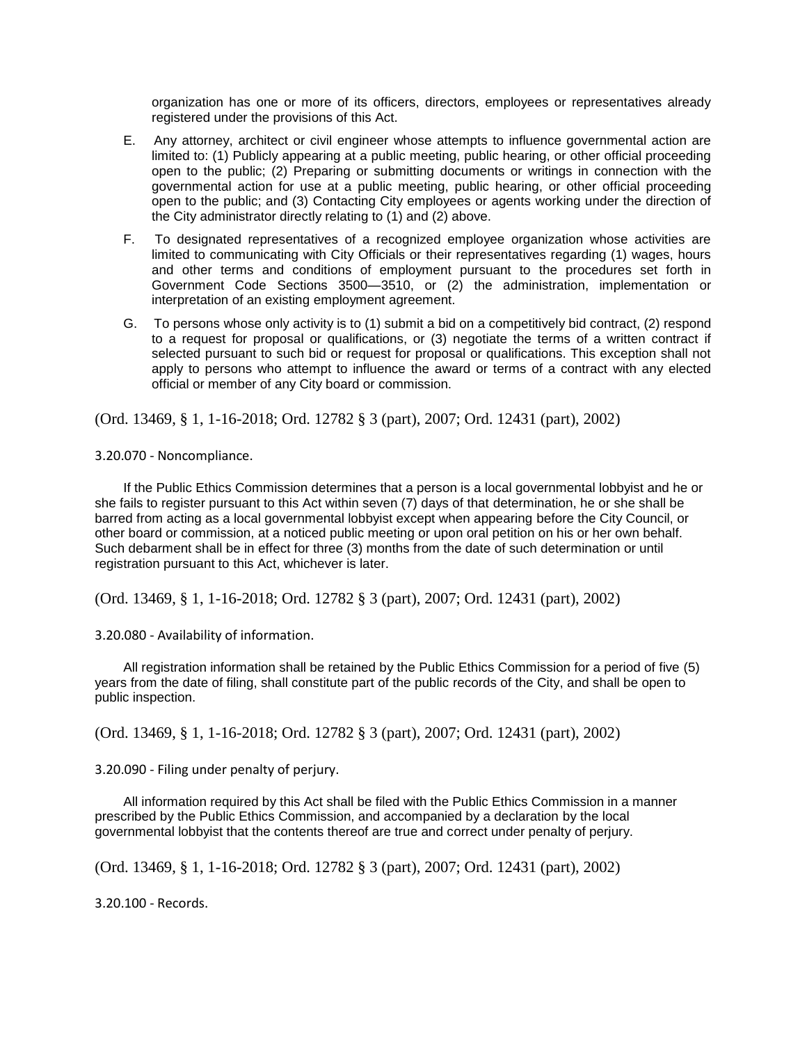organization has one or more of its officers, directors, employees or representatives already registered under the provisions of this Act.

E. Any attorney, architect or civil engineer whose attempts to influence governmental action are limited to: (1) Publicly appearing at a public meeting, public hearing, or other official proceeding open to the public; (2) Preparing or submitting documents or writings in connection with the governmental action for use at a public meeting, public hearing, or other official proceeding open to the public; and (3) Contacting City employees or agents working under the direction of the City administrator directly relating to (1) and (2) above.

F. To designated representatives of a recognized employee organization whose activities are limited to communicating with City Officials or their representatives regarding (1) wages, hours and other terms and conditions of employment pursuant to the procedures set forth in Government Code Sections 3500—3510, or (2) the administration, implementation or interpretation of an existing employment agreement.

G. To persons whose only activity is to (1) submit a bid on a competitively bid contract, (2) respond to a request for proposal or qualifications, or (3) negotiate the terms of a written contract if selected pursuant to such bid or request for proposal or qualifications. This exception shall not apply to persons who attempt to influence the award or terms of a contract with any elected official or member of any City board or commission.

(Ord. 13469, § 1, 1-16-2018; Ord. 12782 § 3 (part), 2007; Ord. 12431 (part), 2002)

3.20.070 - Noncompliance.

If the Public Ethics Commission determines that a person is a local governmental lobbyist and he or she fails to register pursuant to this Act within seven (7) days of that determination, he or she shall be barred from acting as a local governmental lobbyist except when appearing before the City Council, or other board or commission, at a noticed public meeting or upon oral petition on his or her own behalf. Such debarment shall be in effect for three (3) months from the date of such determination or until registration pursuant to this Act, whichever is later.

(Ord. 13469, § 1, 1-16-2018; Ord. 12782 § 3 (part), 2007; Ord. 12431 (part), 2002)

3.20.080 - Availability of information.

All registration information shall be retained by the Public Ethics Commission for a period of five (5) years from the date of filing, shall constitute part of the public records of the City, and shall be open to public inspection.

(Ord. 13469, § 1, 1-16-2018; Ord. 12782 § 3 (part), 2007; Ord. 12431 (part), 2002)

3.20.090 - Filing under penalty of perjury.

All information required by this Act shall be filed with the Public Ethics Commission in a manner prescribed by the Public Ethics Commission, and accompanied by a declaration by the local governmental lobbyist that the contents thereof are true and correct under penalty of perjury.

(Ord. 13469, § 1, 1-16-2018; Ord. 12782 § 3 (part), 2007; Ord. 12431 (part), 2002)

3.20.100 - Records.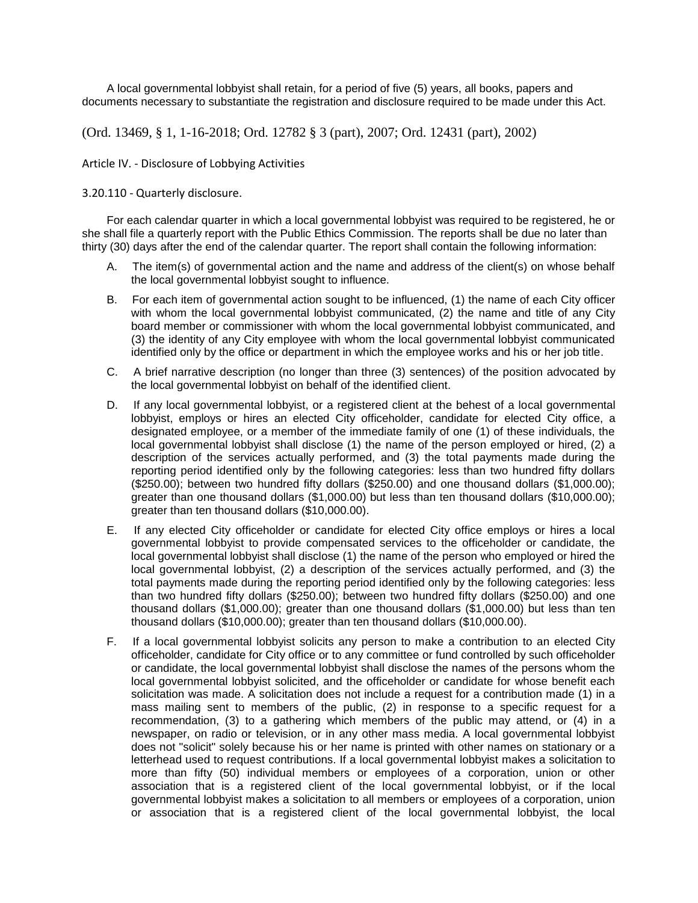A local governmental lobbyist shall retain, for a period of five (5) years, all books, papers and documents necessary to substantiate the registration and disclosure required to be made under this Act.

(Ord. 13469, § 1, 1-16-2018; Ord. 12782 § 3 (part), 2007; Ord. 12431 (part), 2002)

## Article IV. - Disclosure of Lobbying Activities

### 3.20.110 - Quarterly disclosure.

For each calendar quarter in which a local governmental lobbyist was required to be registered, he or she shall file a quarterly report with the Public Ethics Commission. The reports shall be due no later than thirty (30) days after the end of the calendar quarter. The report shall contain the following information:

A. The item(s) of governmental action and the name and address of the client(s) on whose behalf the local governmental lobbyist sought to influence.

B. For each item of governmental action sought to be influenced, (1) the name of each City officer with whom the local governmental lobbyist communicated, (2) the name and title of any City board member or commissioner with whom the local governmental lobbyist communicated, and (3) the identity of any City employee with whom the local governmental lobbyist communicated identified only by the office or department in which the employee works and his or her job title.

C. A brief narrative description (no longer than three (3) sentences) of the position advocated by the local governmental lobbyist on behalf of the identified client.

D. If any local governmental lobbyist, or a registered client at the behest of a local governmental lobbyist, employs or hires an elected City officeholder, candidate for elected City office, a designated employee, or a member of the immediate family of one (1) of these individuals, the local governmental lobbyist shall disclose (1) the name of the person employed or hired, (2) a description of the services actually performed, and (3) the total payments made during the reporting period identified only by the following categories: less than two hundred fifty dollars ($250.00); between two hundred fifty dollars ($250.00) and one thousand dollars ($1,000.00); greater than one thousand dollars ($1,000.00) but less than ten thousand dollars ($10,000.00); greater than ten thousand dollars ($10,000.00).

E. If any elected City officeholder or candidate for elected City office employs or hires a local governmental lobbyist to provide compensated services to the officeholder or candidate, the local governmental lobbyist shall disclose (1) the name of the person who employed or hired the local governmental lobbyist, (2) a description of the services actually performed, and (3) the total payments made during the reporting period identified only by the following categories: less than two hundred fifty dollars ($250.00); between two hundred fifty dollars ($250.00) and one thousand dollars ($1,000.00); greater than one thousand dollars ($1,000.00) but less than ten thousand dollars ($10,000.00); greater than ten thousand dollars ($10,000.00).

F. If a local governmental lobbyist solicits any person to make a contribution to an elected City officeholder, candidate for City office or to any committee or fund controlled by such officeholder or candidate, the local governmental lobbyist shall disclose the names of the persons whom the local governmental lobbyist solicited, and the officeholder or candidate for whose benefit each solicitation was made. A solicitation does not include a request for a contribution made (1) in a mass mailing sent to members of the public, (2) in response to a specific request for a recommendation, (3) to a gathering which members of the public may attend, or (4) in a newspaper, on radio or television, or in any other mass media. A local governmental lobbyist does not "solicit" solely because his or her name is printed with other names on stationary or a letterhead used to request contributions. If a local governmental lobbyist makes a solicitation to more than fifty (50) individual members or employees of a corporation, union or other association that is a registered client of the local governmental lobbyist, or if the local governmental lobbyist makes a solicitation to all members or employees of a corporation, union or association that is a registered client of the local governmental lobbyist, the local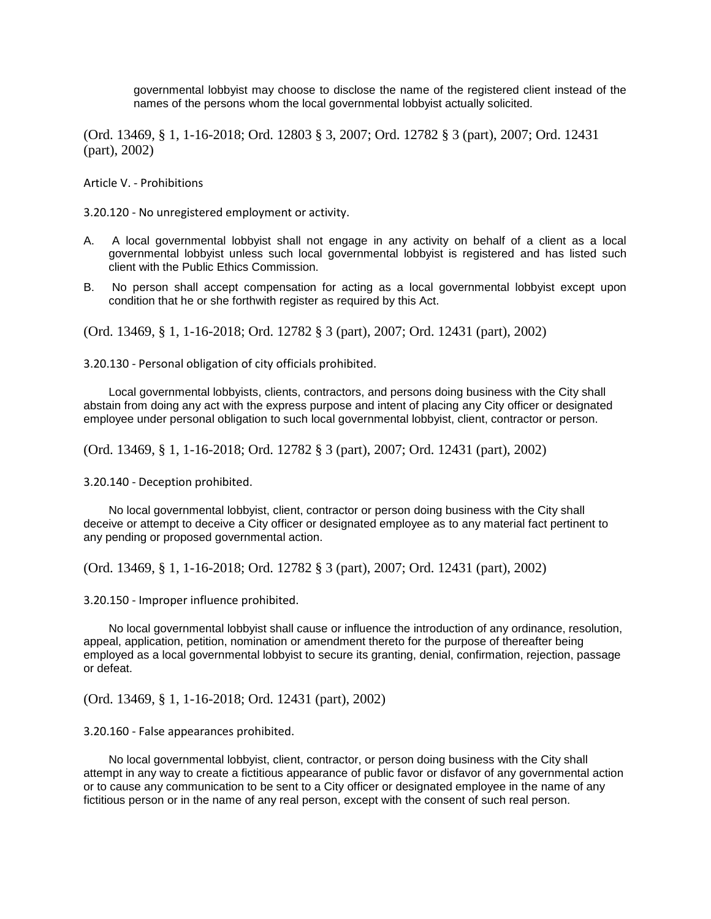governmental lobbyist may choose to disclose the name of the registered client instead of the names of the persons whom the local governmental lobbyist actually solicited.

(Ord. 13469, § 1, 1-16-2018; Ord. 12803 § 3, 2007; Ord. 12782 § 3 (part), 2007; Ord. 12431 (part), 2002)

## Article V. - Prohibitions

### 3.20.120 - No unregistered employment or activity.

A. A local governmental lobbyist shall not engage in any activity on behalf of a client as a local governmental lobbyist unless such local governmental lobbyist is registered and has listed such client with the Public Ethics Commission.

B. No person shall accept compensation for acting as a local governmental lobbyist except upon condition that he or she forthwith register as required by this Act.

(Ord. 13469, § 1, 1-16-2018; Ord. 12782 § 3 (part), 2007; Ord. 12431 (part), 2002)

### 3.20.130 - Personal obligation of city officials prohibited.

Local governmental lobbyists, clients, contractors, and persons doing business with the City shall abstain from doing any act with the express purpose and intent of placing any City officer or designated employee under personal obligation to such local governmental lobbyist, client, contractor or person.

(Ord. 13469, § 1, 1-16-2018; Ord. 12782 § 3 (part), 2007; Ord. 12431 (part), 2002)

### 3.20.140 - Deception prohibited.

No local governmental lobbyist, client, contractor or person doing business with the City shall deceive or attempt to deceive a City officer or designated employee as to any material fact pertinent to any pending or proposed governmental action.

(Ord. 13469, § 1, 1-16-2018; Ord. 12782 § 3 (part), 2007; Ord. 12431 (part), 2002)

### 3.20.150 - Improper influence prohibited.

No local governmental lobbyist shall cause or influence the introduction of any ordinance, resolution, appeal, application, petition, nomination or amendment thereto for the purpose of thereafter being employed as a local governmental lobbyist to secure its granting, denial, confirmation, rejection, passage or defeat.

(Ord. 13469, § 1, 1-16-2018; Ord. 12431 (part), 2002)

### 3.20.160 - False appearances prohibited.

No local governmental lobbyist, client, contractor, or person doing business with the City shall attempt in any way to create a fictitious appearance of public favor or disfavor of any governmental action or to cause any communication to be sent to a City officer or designated employee in the name of any fictitious person or in the name of any real person, except with the consent of such real person.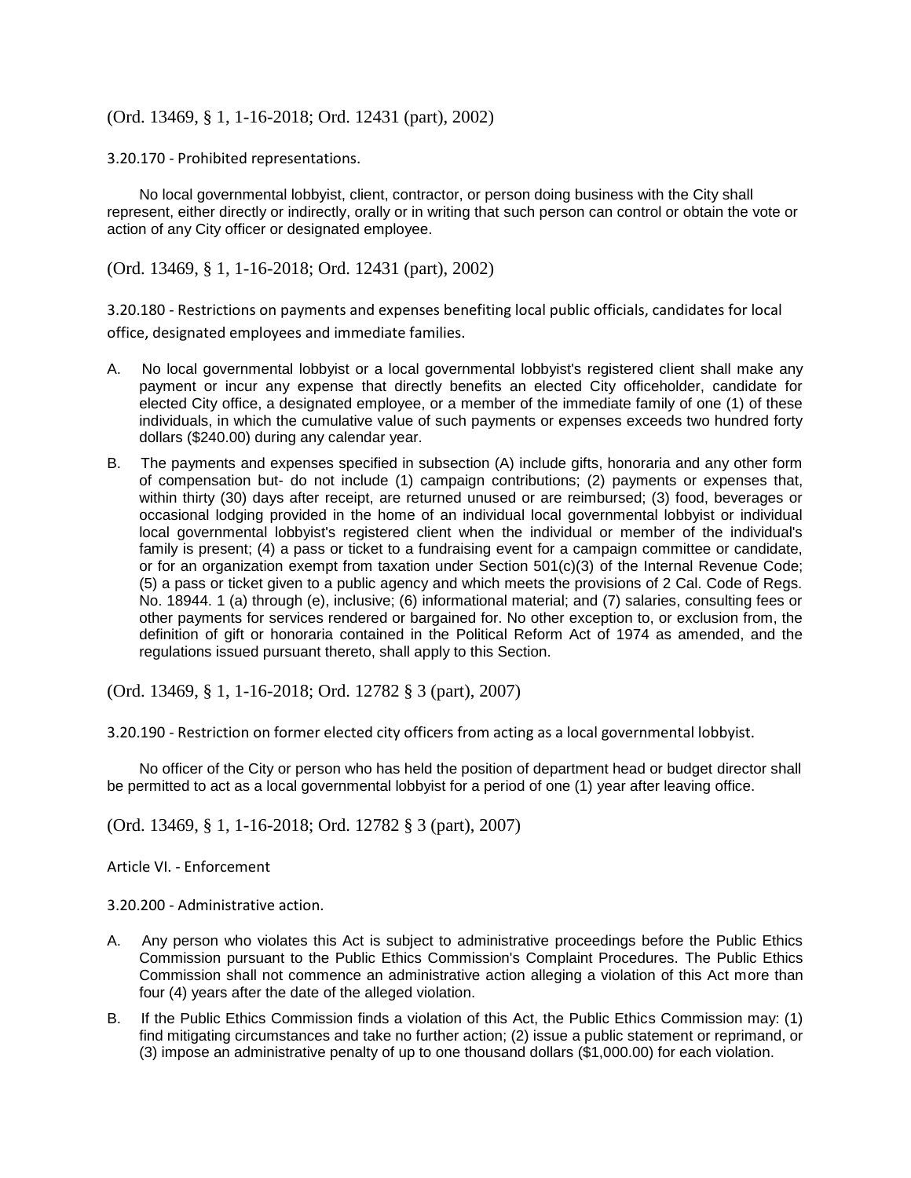(Ord. 13469, § 1, 1-16-2018; Ord. 12431 (part), 2002)

### 3.20.170 - Prohibited representations.

No local governmental lobbyist, client, contractor, or person doing business with the City shall represent, either directly or indirectly, orally or in writing that such person can control or obtain the vote or action of any City officer or designated employee.

(Ord. 13469, § 1, 1-16-2018; Ord. 12431 (part), 2002)

### 3.20.180 - Restrictions on payments and expenses benefiting local public officials, candidates for local office, designated employees and immediate families.

A. No local governmental lobbyist or a local governmental lobbyist's registered client shall make any payment or incur any expense that directly benefits an elected City officeholder, candidate for elected City office, a designated employee, or a member of the immediate family of one (1) of these individuals, in which the cumulative value of such payments or expenses exceeds two hundred forty dollars ($240.00) during any calendar year.

B. The payments and expenses specified in subsection (A) include gifts, honoraria and any other form of compensation but- do not include (1) campaign contributions; (2) payments or expenses that, within thirty (30) days after receipt, are returned unused or are reimbursed; (3) food, beverages or occasional lodging provided in the home of an individual local governmental lobbyist or individual local governmental lobbyist's registered client when the individual or member of the individual's family is present; (4) a pass or ticket to a fundraising event for a campaign committee or candidate, or for an organization exempt from taxation under Section 501(c)(3) of the Internal Revenue Code; (5) a pass or ticket given to a public agency and which meets the provisions of 2 Cal. Code of Regs. No. 18944. 1 (a) through (e), inclusive; (6) informational material; and (7) salaries, consulting fees or other payments for services rendered or bargained for. No other exception to, or exclusion from, the definition of gift or honoraria contained in the Political Reform Act of 1974 as amended, and the regulations issued pursuant thereto, shall apply to this Section.

(Ord. 13469, § 1, 1-16-2018; Ord. 12782 § 3 (part), 2007)

### 3.20.190 - Restriction on former elected city officers from acting as a local governmental lobbyist.

No officer of the City or person who has held the position of department head or budget director shall be permitted to act as a local governmental lobbyist for a period of one (1) year after leaving office.

(Ord. 13469, § 1, 1-16-2018; Ord. 12782 § 3 (part), 2007)

## Article VI. - Enforcement

### 3.20.200 - Administrative action.

A. Any person who violates this Act is subject to administrative proceedings before the Public Ethics Commission pursuant to the Public Ethics Commission's Complaint Procedures. The Public Ethics Commission shall not commence an administrative action alleging a violation of this Act more than four (4) years after the date of the alleged violation.

B. If the Public Ethics Commission finds a violation of this Act, the Public Ethics Commission may: (1) find mitigating circumstances and take no further action; (2) issue a public statement or reprimand, or (3) impose an administrative penalty of up to one thousand dollars ($1,000.00) for each violation.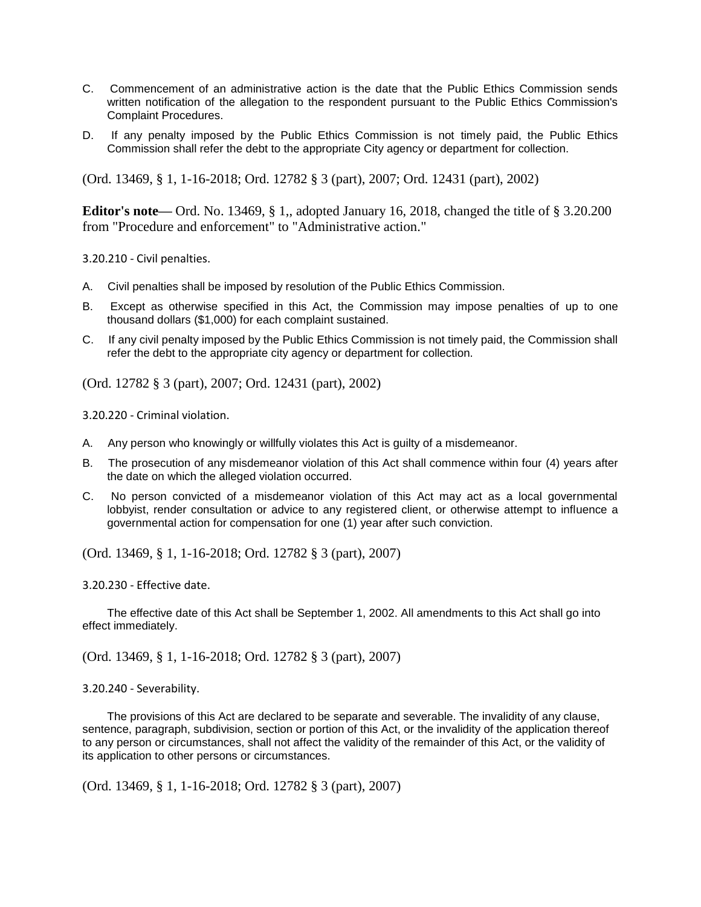C. Commencement of an administrative action is the date that the Public Ethics Commission sends written notification of the allegation to the respondent pursuant to the Public Ethics Commission's Complaint Procedures.

D. If any penalty imposed by the Public Ethics Commission is not timely paid, the Public Ethics Commission shall refer the debt to the appropriate City agency or department for collection.

(Ord. 13469, § 1, 1-16-2018; Ord. 12782 § 3 (part), 2007; Ord. 12431 (part), 2002)

**Editor's note—** Ord. No. 13469, § 1,, adopted January 16, 2018, changed the title of § 3.20.200 from "Procedure and enforcement" to "Administrative action."

### 3.20.210 - Civil penalties.

A. Civil penalties shall be imposed by resolution of the Public Ethics Commission.

B. Except as otherwise specified in this Act, the Commission may impose penalties of up to one thousand dollars ($1,000) for each complaint sustained.

C. If any civil penalty imposed by the Public Ethics Commission is not timely paid, the Commission shall refer the debt to the appropriate city agency or department for collection.

(Ord. 12782 § 3 (part), 2007; Ord. 12431 (part), 2002)

### 3.20.220 - Criminal violation.

A. Any person who knowingly or willfully violates this Act is guilty of a misdemeanor.

B. The prosecution of any misdemeanor violation of this Act shall commence within four (4) years after the date on which the alleged violation occurred.

C. No person convicted of a misdemeanor violation of this Act may act as a local governmental lobbyist, render consultation or advice to any registered client, or otherwise attempt to influence a governmental action for compensation for one (1) year after such conviction.

(Ord. 13469, § 1, 1-16-2018; Ord. 12782 § 3 (part), 2007)

### 3.20.230 - Effective date.

The effective date of this Act shall be September 1, 2002. All amendments to this Act shall go into effect immediately.

(Ord. 13469, § 1, 1-16-2018; Ord. 12782 § 3 (part), 2007)

### 3.20.240 - Severability.

The provisions of this Act are declared to be separate and severable. The invalidity of any clause, sentence, paragraph, subdivision, section or portion of this Act, or the invalidity of the application thereof to any person or circumstances, shall not affect the validity of the remainder of this Act, or the validity of its application to other persons or circumstances.

(Ord. 13469, § 1, 1-16-2018; Ord. 12782 § 3 (part), 2007)